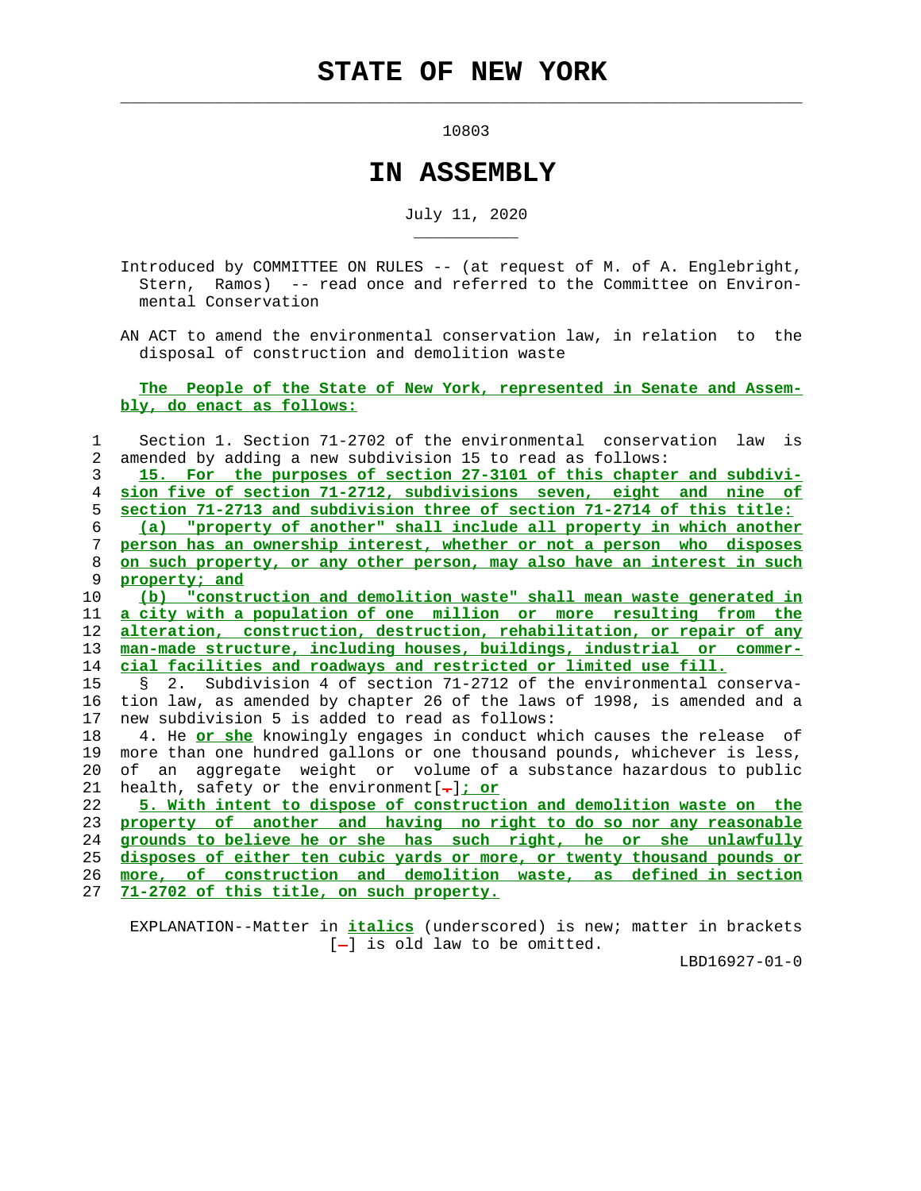# STATE OF NEW YORK

10803

# IN ASSEMBLY

July 11, 2020

Introduced by COMMITTEE ON RULES -- (at request of M. of A. Englebright, Stern, Ramos) -- read once and referred to the Committee on Environmental Conservation

AN ACT to amend the environmental conservation law, in relation to the disposal of construction and demolition waste

**The People of the State of New York, represented in Senate and Assembly, do enact as follows:**

Section 1. Section 71-2702 of the environmental conservation law is amended by adding a new subdivision 15 to read as follows:

**15. For the purposes of section 27-3101 of this chapter and subdivision five of section 71-2712, subdivisions seven, eight and nine of section 71-2713 and subdivision three of section 71-2714 of this title:**

**(a) "property of another" shall include all property in which another person has an ownership interest, whether or not a person who disposes on such property, or any other person, may also have an interest in such property; and**

**(b) "construction and demolition waste" shall mean waste generated in a city with a population of one million or more resulting from the alteration, construction, destruction, rehabilitation, or repair of any man-made structure, including houses, buildings, industrial or commercial facilities and roadways and restricted or limited use fill.**

§ 2. Subdivision 4 of section 71-2712 of the environmental conservation law, as amended by chapter 26 of the laws of 1998, is amended and a new subdivision 5 is added to read as follows:

4. He **or she** knowingly engages in conduct which causes the release of more than one hundred gallons or one thousand pounds, whichever is less, of an aggregate weight or volume of a substance hazardous to public health, safety or the environment[.]**; or**

**5. With intent to dispose of construction and demolition waste on the property of another and having no right to do so nor any reasonable grounds to believe he or she has such right, he or she unlawfully disposes of either ten cubic yards or more, or twenty thousand pounds or more, of construction and demolition waste, as defined in section 71-2702 of this title, on such property.**

EXPLANATION--Matter in ***italics*** (underscored) is new; matter in brackets [-] is old law to be omitted.

LBD16927-01-0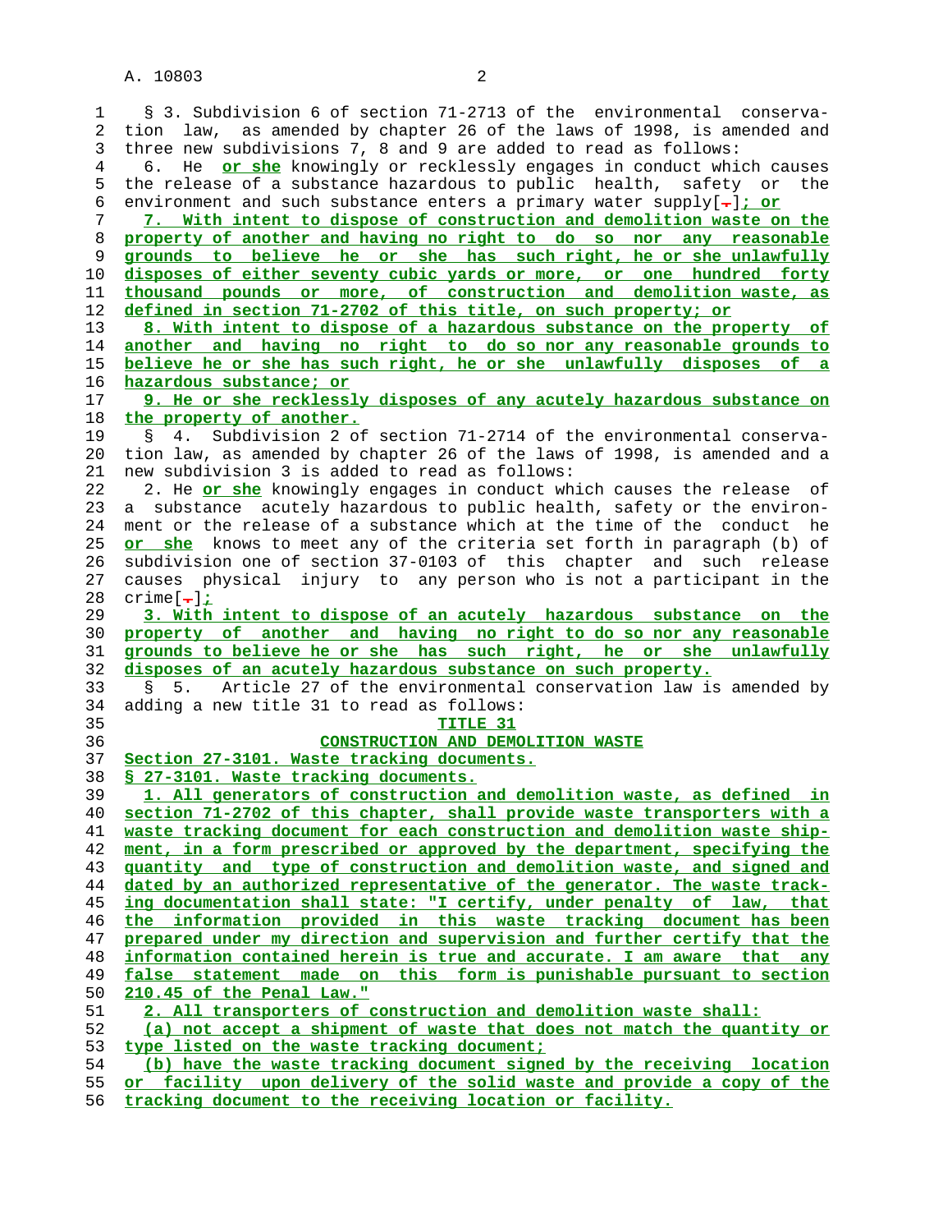§ 3. Subdivision 6 of section 71-2713 of the environmental conservation law, as amended by chapter 26 of the laws of 1998, is amended and three new subdivisions 7, 8 and 9 are added to read as follows:

6. He <u>or she</u> knowingly or recklessly engages in conduct which causes the release of a substance hazardous to public health, safety or the environment and such substance enters a primary water supply[.]<u>; or</u>

<u>7. With intent to dispose of construction and demolition waste on the property of another and having no right to do so nor any reasonable grounds to believe he or she has such right, he or she unlawfully disposes of either seventy cubic yards or more, or one hundred forty thousand pounds or more, of construction and demolition waste, as defined in section 71-2702 of this title, on such property; or</u>

<u>8. With intent to dispose of a hazardous substance on the property of another and having no right to do so nor any reasonable grounds to believe he or she has such right, he or she unlawfully disposes of a hazardous substance; or</u>

<u>9. He or she recklessly disposes of any acutely hazardous substance on the property of another.</u>

§ 4. Subdivision 2 of section 71-2714 of the environmental conservation law, as amended by chapter 26 of the laws of 1998, is amended and a new subdivision 3 is added to read as follows:

2. He <u>or she</u> knowingly engages in conduct which causes the release of a substance acutely hazardous to public health, safety or the environment or the release of a substance which at the time of the conduct he <u>or she</u> knows to meet any of the criteria set forth in paragraph (b) of subdivision one of section 37-0103 of this chapter and such release causes physical injury to any person who is not a participant in the crime[.]<u>;</u>

<u>3. With intent to dispose of an acutely hazardous substance on the property of another and having no right to do so nor any reasonable grounds to believe he or she has such right, he or she unlawfully disposes of an acutely hazardous substance on such property.</u>

§ 5. Article 27 of the environmental conservation law is amended by adding a new title 31 to read as follows:

<u>TITLE 31</u>

<u>CONSTRUCTION AND DEMOLITION WASTE</u>

<u>Section 27-3101. Waste tracking documents.</u>

<u>§ 27-3101. Waste tracking documents.</u>

<u>1. All generators of construction and demolition waste, as defined in section 71-2702 of this chapter, shall provide waste transporters with a waste tracking document for each construction and demolition waste shipment, in a form prescribed or approved by the department, specifying the quantity and type of construction and demolition waste, and signed and dated by an authorized representative of the generator. The waste tracking documentation shall state: "I certify, under penalty of law, that the information provided in this waste tracking document has been prepared under my direction and supervision and further certify that the information contained herein is true and accurate. I am aware that any false statement made on this form is punishable pursuant to section 210.45 of the Penal Law."</u>

<u>2. All transporters of construction and demolition waste shall:</u>

<u>(a) not accept a shipment of waste that does not match the quantity or type listed on the waste tracking document;</u>

<u>(b) have the waste tracking document signed by the receiving location or facility upon delivery of the solid waste and provide a copy of the tracking document to the receiving location or facility.</u>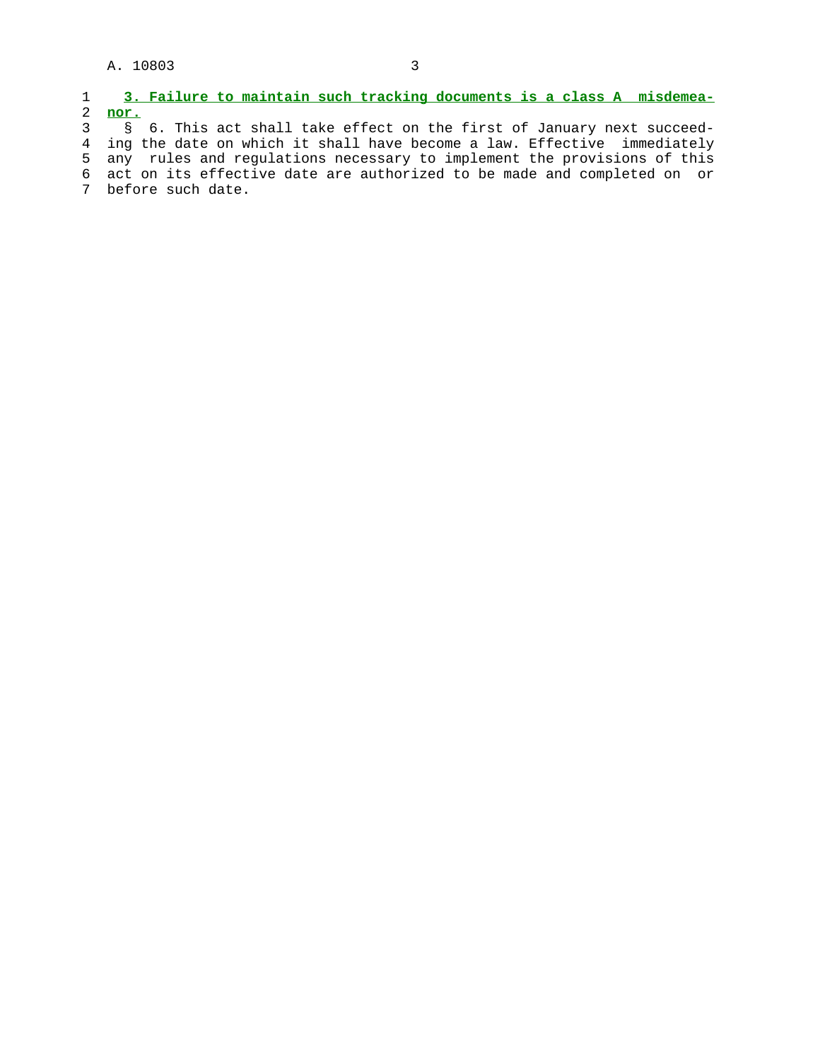**3. Failure to maintain such tracking documents is a class A misdemeanor.**

§ 6. This act shall take effect on the first of January next succeeding the date on which it shall have become a law. Effective immediately any rules and regulations necessary to implement the provisions of this act on its effective date are authorized to be made and completed on or before such date.